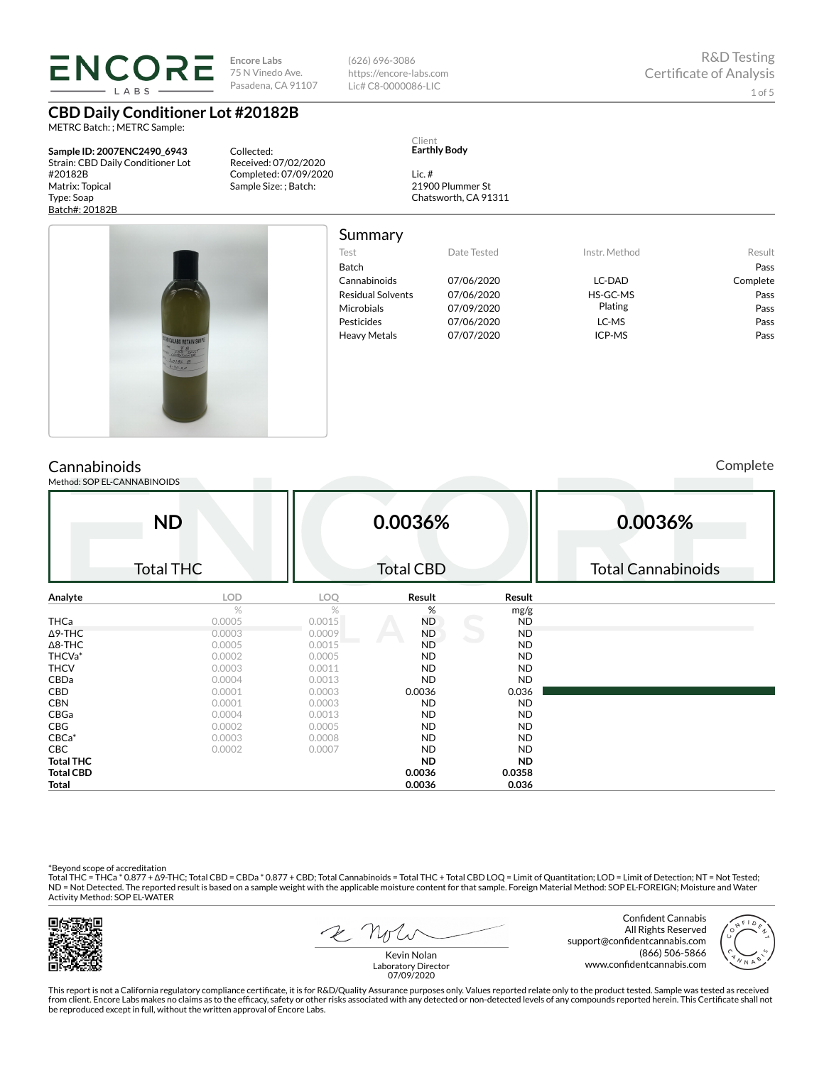# ENCORE LABS

Encore Labs
75 N Vinedo Ave.
Pasadena, CA 91107

(626) 696-3086
https://encore-labs.com
Lic# C8-0000086-LIC

R&D Testing
Certificate of Analysis

## CBD Daily Conditioner Lot #20182B

METRC Batch: ; METRC Sample:

**Sample ID: 2007ENC2490_6943**
Strain: CBD Daily Conditioner Lot #20182B
Matrix: Topical
Type: Soap
Batch#: 20182B

Collected:
Received: 07/02/2020
Completed: 07/09/2020
Sample Size: ; Batch:

Client
**Earthly Body**

Lic. #
21900 Plummer St
Chatsworth, CA 91311

## Summary

| Test | Date Tested | Instr. Method | Result |
|---|---|---|---|
| Batch | | | Pass |
| Cannabinoids | 07/06/2020 | LC-DAD | Complete |
| Residual Solvents | 07/06/2020 | HS-GC-MS | Pass |
| Microbials | 07/09/2020 | Plating | Pass |
| Pesticides | 07/06/2020 | LC-MS | Pass |
| Heavy Metals | 07/07/2020 | ICP-MS | Pass |

## Cannabinoids

Complete

Method: SOP EL-CANNABINOIDS

| ND | 0.0036% | 0.0036% |
|---|---|---|
| Total THC | Total CBD | Total Cannabinoids |

| Analyte | LOD | LOQ | Result | Result |
|---|---|---|---|---|
| | % | % | % | mg/g |
| THCa | 0.0005 | 0.0015 | ND | ND |
| Δ9-THC | 0.0003 | 0.0009 | ND | ND |
| Δ8-THC | 0.0005 | 0.0015 | ND | ND |
| THCVa* | 0.0002 | 0.0005 | ND | ND |
| THCV | 0.0003 | 0.0011 | ND | ND |
| CBDa | 0.0004 | 0.0013 | ND | ND |
| CBD | 0.0001 | 0.0003 | 0.0036 | 0.036 |
| CBN | 0.0001 | 0.0003 | ND | ND |
| CBGa | 0.0004 | 0.0013 | ND | ND |
| CBG | 0.0002 | 0.0005 | ND | ND |
| CBCa* | 0.0003 | 0.0008 | ND | ND |
| CBC | 0.0002 | 0.0007 | ND | ND |
| **Total THC** | | | **ND** | **ND** |
| **Total CBD** | | | **0.0036** | **0.0358** |
| **Total** | | | **0.0036** | **0.036** |

*Beyond scope of accreditation
Total THC = THCa * 0.877 + Δ9-THC; Total CBD = CBDa * 0.877 + CBD; Total Cannabinoids = Total THC + Total CBD LOQ = Limit of Quantitation; LOD = Limit of Detection; NT = Not Tested; ND = Not Detected. The reported result is based on a sample weight with the applicable moisture content for that sample. Foreign Material Method: SOP EL-FOREIGN; Moisture and Water Activity Method: SOP EL-WATER

Kevin Nolan
Laboratory Director
07/09/2020

Confident Cannabis
All Rights Reserved
support@confidentcannabis.com
(866) 506-5866
www.confidentcannabis.com

This report is not a California regulatory compliance certificate, it is for R&D/Quality Assurance purposes only. Values reported relate only to the product tested. Sample was tested as received from client. Encore Labs makes no claims as to the efficacy, safety or other risks associated with any detected or non-detected levels of any compounds reported herein. This Certificate shall not be reproduced except in full, without the written approval of Encore Labs.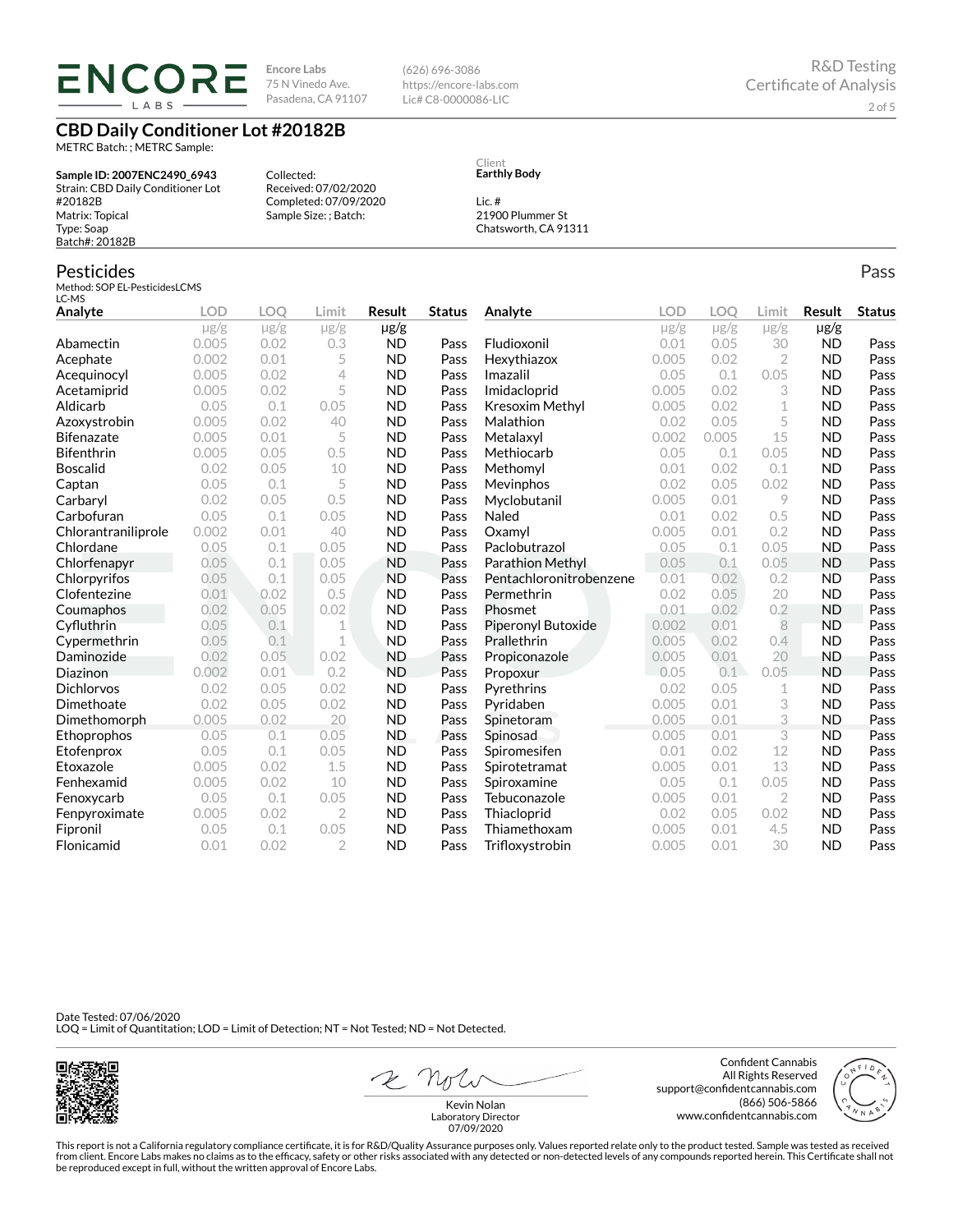**Encore Labs**
75 N Vinedo Ave.
Pasadena, CA 91107

(626) 696-3086
https://encore-labs.com
Lic# C8-0000086-LIC

R&D Testing
Certificate of Analysis

# CBD Daily Conditioner Lot #20182B

METRC Batch: ; METRC Sample:

**Sample ID: 2007ENC2490_6943**
Strain: CBD Daily Conditioner Lot #20182B
Matrix: Topical
Type: Soap
Batch#: 20182B

Collected:
Received: 07/02/2020
Completed: 07/09/2020
Sample Size: ; Batch:

Client
**Earthly Body**

Lic. #
21900 Plummer St
Chatsworth, CA 91311

## Pesticides

Pass

Method: SOP EL-PesticidesLCMS
LC-MS

| Analyte | LOD | LOQ | Limit | Result | Status |
|---|---|---|---|---|---|
| | μg/g | μg/g | μg/g | μg/g | |
| Abamectin | 0.005 | 0.02 | 0.3 | ND | Pass |
| Acephate | 0.002 | 0.01 | 5 | ND | Pass |
| Acequinocyl | 0.005 | 0.02 | 4 | ND | Pass |
| Acetamiprid | 0.005 | 0.02 | 5 | ND | Pass |
| Aldicarb | 0.05 | 0.1 | 0.05 | ND | Pass |
| Azoxystrobin | 0.005 | 0.02 | 40 | ND | Pass |
| Bifenazate | 0.005 | 0.01 | 5 | ND | Pass |
| Bifenthrin | 0.005 | 0.05 | 0.5 | ND | Pass |
| Boscalid | 0.02 | 0.05 | 10 | ND | Pass |
| Captan | 0.05 | 0.1 | 5 | ND | Pass |
| Carbaryl | 0.02 | 0.05 | 0.5 | ND | Pass |
| Carbofuran | 0.05 | 0.1 | 0.05 | ND | Pass |
| Chlorantraniliprole | 0.002 | 0.01 | 40 | ND | Pass |
| Chlordane | 0.05 | 0.1 | 0.05 | ND | Pass |
| Chlorfenapyr | 0.05 | 0.1 | 0.05 | ND | Pass |
| Chlorpyrifos | 0.05 | 0.1 | 0.05 | ND | Pass |
| Clofentezine | 0.01 | 0.02 | 0.5 | ND | Pass |
| Coumaphos | 0.02 | 0.05 | 0.02 | ND | Pass |
| Cyfluthrin | 0.05 | 0.1 | 1 | ND | Pass |
| Cypermethrin | 0.05 | 0.1 | 1 | ND | Pass |
| Daminozide | 0.02 | 0.05 | 0.02 | ND | Pass |
| Diazinon | 0.002 | 0.01 | 0.2 | ND | Pass |
| Dichlorvos | 0.02 | 0.05 | 0.02 | ND | Pass |
| Dimethoate | 0.02 | 0.05 | 0.02 | ND | Pass |
| Dimethomorph | 0.005 | 0.02 | 20 | ND | Pass |
| Ethoprophos | 0.05 | 0.1 | 0.05 | ND | Pass |
| Etofenprox | 0.05 | 0.1 | 0.05 | ND | Pass |
| Etoxazole | 0.005 | 0.02 | 1.5 | ND | Pass |
| Fenhexamid | 0.005 | 0.02 | 10 | ND | Pass |
| Fenoxycarb | 0.05 | 0.1 | 0.05 | ND | Pass |
| Fenpyroximate | 0.005 | 0.02 | 2 | ND | Pass |
| Fipronil | 0.05 | 0.1 | 0.05 | ND | Pass |
| Flonicamid | 0.01 | 0.02 | 2 | ND | Pass |
| Fludioxonil | 0.01 | 0.05 | 30 | ND | Pass |
| Hexythiazox | 0.005 | 0.02 | 2 | ND | Pass |
| Imazalil | 0.05 | 0.1 | 0.05 | ND | Pass |
| Imidacloprid | 0.005 | 0.02 | 3 | ND | Pass |
| Kresoxim Methyl | 0.005 | 0.02 | 1 | ND | Pass |
| Malathion | 0.02 | 0.05 | 5 | ND | Pass |
| Metalaxyl | 0.002 | 0.005 | 15 | ND | Pass |
| Methiocarb | 0.05 | 0.1 | 0.05 | ND | Pass |
| Methomyl | 0.01 | 0.02 | 0.1 | ND | Pass |
| Mevinphos | 0.02 | 0.05 | 0.02 | ND | Pass |
| Myclobutanil | 0.005 | 0.01 | 9 | ND | Pass |
| Naled | 0.01 | 0.02 | 0.5 | ND | Pass |
| Oxamyl | 0.005 | 0.01 | 0.2 | ND | Pass |
| Paclobutrazol | 0.05 | 0.1 | 0.05 | ND | Pass |
| Parathion Methyl | 0.05 | 0.1 | 0.05 | ND | Pass |
| Pentachloronitrobenzene | 0.01 | 0.02 | 0.2 | ND | Pass |
| Permethrin | 0.02 | 0.05 | 20 | ND | Pass |
| Phosmet | 0.01 | 0.02 | 0.2 | ND | Pass |
| Piperonyl Butoxide | 0.002 | 0.01 | 8 | ND | Pass |
| Prallethrin | 0.005 | 0.02 | 0.4 | ND | Pass |
| Propiconazole | 0.005 | 0.01 | 20 | ND | Pass |
| Propoxur | 0.05 | 0.1 | 0.05 | ND | Pass |
| Pyrethrins | 0.02 | 0.05 | 1 | ND | Pass |
| Pyridaben | 0.005 | 0.01 | 3 | ND | Pass |
| Spinetoram | 0.005 | 0.01 | 3 | ND | Pass |
| Spinosad | 0.005 | 0.01 | 3 | ND | Pass |
| Spiromesifen | 0.01 | 0.02 | 12 | ND | Pass |
| Spirotetramat | 0.005 | 0.01 | 13 | ND | Pass |
| Spiroxamine | 0.05 | 0.1 | 0.05 | ND | Pass |
| Tebuconazole | 0.005 | 0.01 | 2 | ND | Pass |
| Thiacloprid | 0.02 | 0.05 | 0.02 | ND | Pass |
| Thiamethoxam | 0.005 | 0.01 | 4.5 | ND | Pass |
| Trifloxystrobin | 0.005 | 0.01 | 30 | ND | Pass |

Date Tested: 07/06/2020
LOQ = Limit of Quantitation; LOD = Limit of Detection; NT = Not Tested; ND = Not Detected.

Kevin Nolan
Laboratory Director
07/09/2020

Confident Cannabis
All Rights Reserved
support@confidentcannabis.com
(866) 506-5866
www.confidentcannabis.com

This report is not a California regulatory compliance certificate, it is for R&D/Quality Assurance purposes only. Values reported relate only to the product tested. Sample was tested as received from client. Encore Labs makes no claims as to the efficacy, safety or other risks associated with any detected or non-detected levels of any compounds reported herein. This Certificate shall not be reproduced except in full, without the written approval of Encore Labs.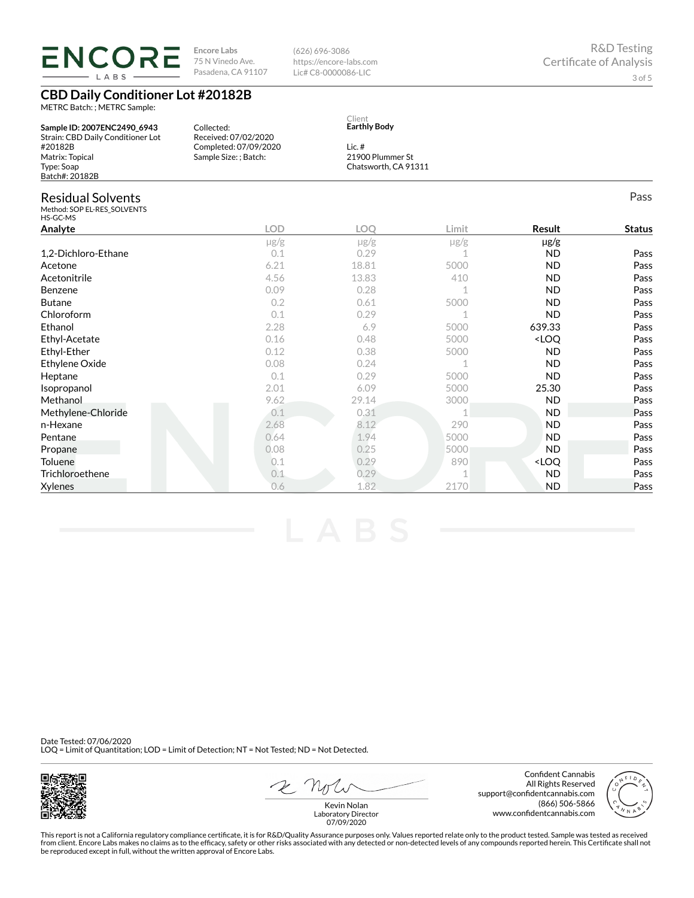ENCORE LABS

Encore Labs
75 N Vinedo Ave.
Pasadena, CA 91107

(626) 696-3086
https://encore-labs.com
Lic# C8-0000086-LIC

R&D Testing
Certificate of Analysis

# CBD Daily Conditioner Lot #20182B

METRC Batch: ; METRC Sample:

**Sample ID: 2007ENC2490_6943**
Strain: CBD Daily Conditioner Lot #20182B
Matrix: Topical
Type: Soap
Batch#: 20182B

Collected:
Received: 07/02/2020
Completed: 07/09/2020
Sample Size: ; Batch:

Client
**Earthly Body**

Lic. #
21900 Plummer St
Chatsworth, CA 91311

## Residual Solvents

Pass

Method: SOP EL-RES_SOLVENTS
HS-GC-MS

| Analyte | LOD | LOQ | Limit | Result | Status |
|---|---|---|---|---|---|
| | μg/g | μg/g | μg/g | μg/g | |
| 1,2-Dichloro-Ethane | 0.1 | 0.29 | 1 | ND | Pass |
| Acetone | 6.21 | 18.81 | 5000 | ND | Pass |
| Acetonitrile | 4.56 | 13.83 | 410 | ND | Pass |
| Benzene | 0.09 | 0.28 | 1 | ND | Pass |
| Butane | 0.2 | 0.61 | 5000 | ND | Pass |
| Chloroform | 0.1 | 0.29 | 1 | ND | Pass |
| Ethanol | 2.28 | 6.9 | 5000 | 639.33 | Pass |
| Ethyl-Acetate | 0.16 | 0.48 | 5000 | <LOQ | Pass |
| Ethyl-Ether | 0.12 | 0.38 | 5000 | ND | Pass |
| Ethylene Oxide | 0.08 | 0.24 | 1 | ND | Pass |
| Heptane | 0.1 | 0.29 | 5000 | ND | Pass |
| Isopropanol | 2.01 | 6.09 | 5000 | 25.30 | Pass |
| Methanol | 9.62 | 29.14 | 3000 | ND | Pass |
| Methylene-Chloride | 0.1 | 0.31 | 1 | ND | Pass |
| n-Hexane | 2.68 | 8.12 | 290 | ND | Pass |
| Pentane | 0.64 | 1.94 | 5000 | ND | Pass |
| Propane | 0.08 | 0.25 | 5000 | ND | Pass |
| Toluene | 0.1 | 0.29 | 890 | <LOQ | Pass |
| Trichloroethene | 0.1 | 0.29 | 1 | ND | Pass |
| Xylenes | 0.6 | 1.82 | 2170 | ND | Pass |

Date Tested: 07/06/2020
LOQ = Limit of Quantitation; LOD = Limit of Detection; NT = Not Tested; ND = Not Detected.

Kevin Nolan
Laboratory Director
07/09/2020

Confident Cannabis
All Rights Reserved
support@confidentcannabis.com
(866) 506-5866
www.confidentcannabis.com

This report is not a California regulatory compliance certificate, it is for R&D/Quality Assurance purposes only. Values reported relate only to the product tested. Sample was tested as received from client. Encore Labs makes no claims as to the efficacy, safety or other risks associated with any detected or non-detected levels of any compounds reported herein. This Certificate shall not be reproduced except in full, without the written approval of Encore Labs.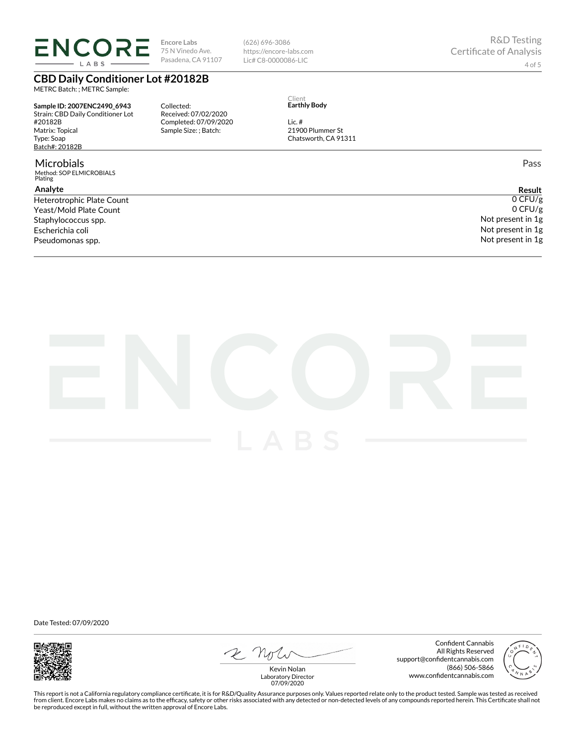**Encore Labs**
75 N Vinedo Ave.
Pasadena, CA 91107

(626) 696-3086
https://encore-labs.com
Lic# C8-0000086-LIC

R&D Testing
Certificate of Analysis

# CBD Daily Conditioner Lot #20182B

METRC Batch: ; METRC Sample:

**Sample ID: 2007ENC2490_6943**
Strain: CBD Daily Conditioner Lot #20182B
Matrix: Topical
Type: Soap
Batch#: 20182B

Collected:
Received: 07/02/2020
Completed: 07/09/2020
Sample Size: ; Batch:

Client
**Earthly Body**

Lic. #
21900 Plummer St
Chatsworth, CA 91311

## Microbials

Pass

Method: SOP ELMICROBIALS
Plating

| Analyte | Result |
|---|---|
| Heterotrophic Plate Count | 0 CFU/g |
| Yeast/Mold Plate Count | 0 CFU/g |
| Staphylococcus spp. | Not present in 1g |
| Escherichia coli | Not present in 1g |
| Pseudomonas spp. | Not present in 1g |

Date Tested: 07/09/2020

Kevin Nolan
Laboratory Director
07/09/2020

Confident Cannabis
All Rights Reserved
support@confidentcannabis.com
(866) 506-5866
www.confidentcannabis.com

This report is not a California regulatory compliance certificate, it is for R&D/Quality Assurance purposes only. Values reported relate only to the product tested. Sample was tested as received from client. Encore Labs makes no claims as to the efficacy, safety or other risks associated with any detected or non-detected levels of any compounds reported herein. This Certificate shall not be reproduced except in full, without the written approval of Encore Labs.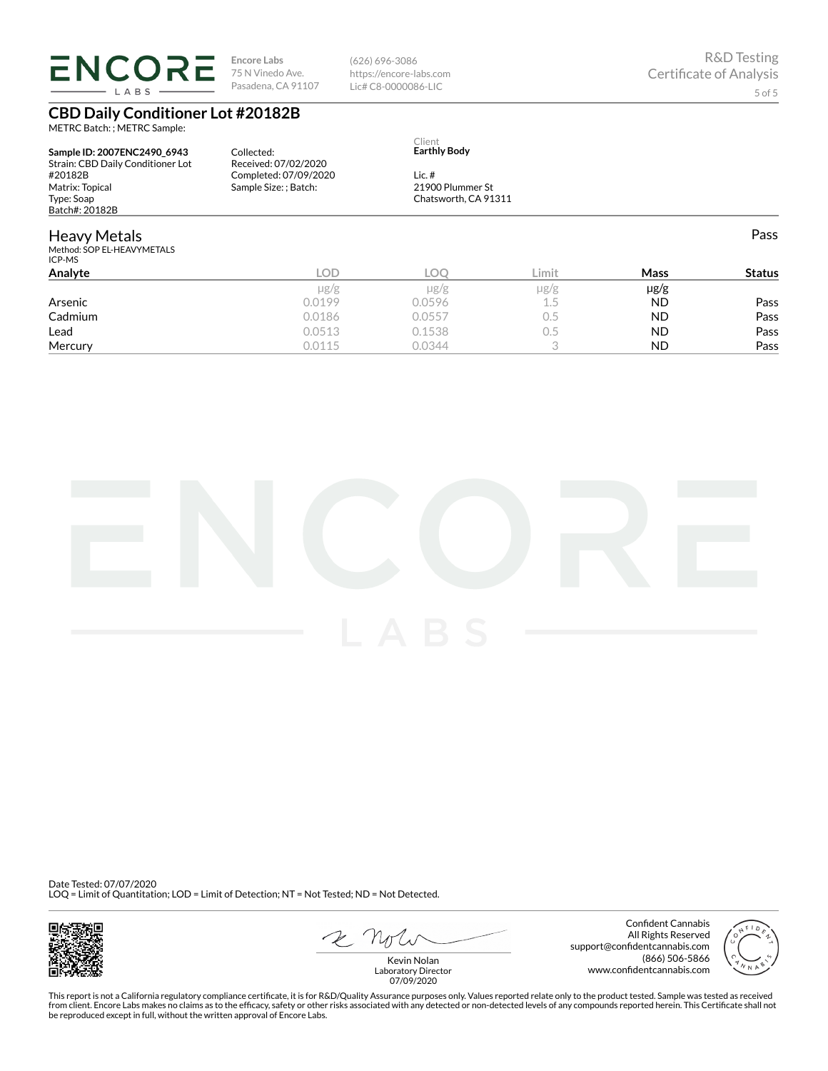**Encore Labs**
75 N Vinedo Ave.
Pasadena, CA 91107

(626) 696-3086
https://encore-labs.com
Lic# C8-0000086-LIC

R&D Testing
Certificate of Analysis

## CBD Daily Conditioner Lot #20182B

METRC Batch: ; METRC Sample:

**Sample ID: 2007ENC2490_6943**
Strain: CBD Daily Conditioner Lot #20182B
Matrix: Topical
Type: Soap
Batch#: 20182B

Collected:
Received: 07/02/2020
Completed: 07/09/2020
Sample Size: ; Batch:

Client
**Earthly Body**
Lic. #
21900 Plummer St
Chatsworth, CA 91311

### Heavy Metals

Pass

Method: SOP EL-HEAVYMETALS
ICP-MS

| Analyte | LOD | LOQ | Limit | Mass | Status |
|---|---|---|---|---|---|
| | μg/g | μg/g | μg/g | μg/g | |
| Arsenic | 0.0199 | 0.0596 | 1.5 | ND | Pass |
| Cadmium | 0.0186 | 0.0557 | 0.5 | ND | Pass |
| Lead | 0.0513 | 0.1538 | 0.5 | ND | Pass |
| Mercury | 0.0115 | 0.0344 | 3 | ND | Pass |

Date Tested: 07/07/2020
LOQ = Limit of Quantitation; LOD = Limit of Detection; NT = Not Tested; ND = Not Detected.

Kevin Nolan
Laboratory Director
07/09/2020

Confident Cannabis
All Rights Reserved
support@confidentcannabis.com
(866) 506-5866
www.confidentcannabis.com

This report is not a California regulatory compliance certificate, it is for R&D/Quality Assurance purposes only. Values reported relate only to the product tested. Sample was tested as received from client. Encore Labs makes no claims as to the efficacy, safety or other risks associated with any detected or non-detected levels of any compounds reported herein. This Certificate shall not be reproduced except in full, without the written approval of Encore Labs.